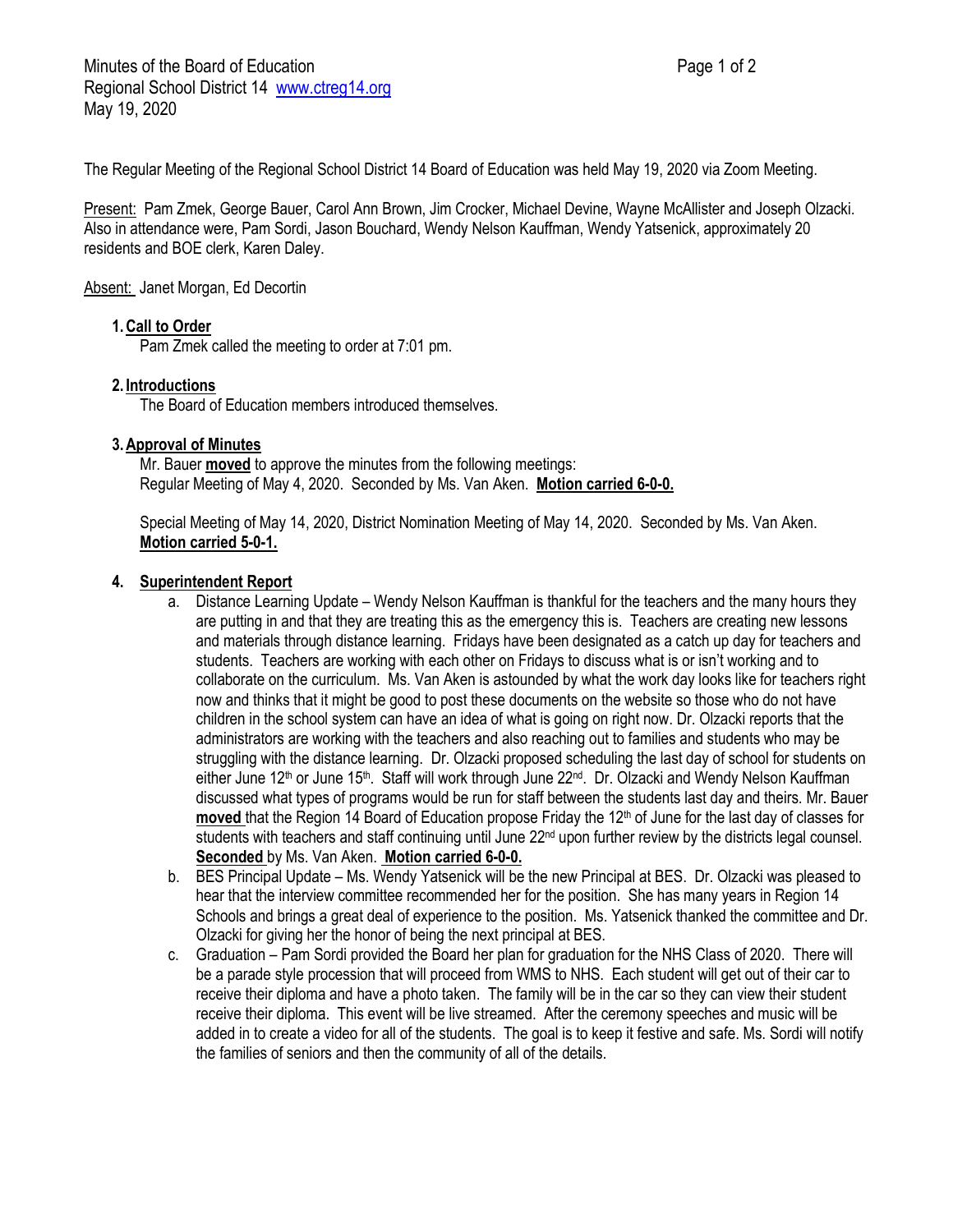Minutes of the Board of Education
Regional School District 14 www.ctreg14.org
May 19, 2020

The Regular Meeting of the Regional School District 14 Board of Education was held May 19, 2020 via Zoom Meeting.

Present: Pam Zmek, George Bauer, Carol Ann Brown, Jim Crocker, Michael Devine, Wayne McAllister and Joseph Olzacki. Also in attendance were, Pam Sordi, Jason Bouchard, Wendy Nelson Kauffman, Wendy Yatsenick, approximately 20 residents and BOE clerk, Karen Daley.

Absent: Janet Morgan, Ed Decortin

1. **Call to Order**
   Pam Zmek called the meeting to order at 7:01 pm.

2. **Introductions**
   The Board of Education members introduced themselves.

3. **Approval of Minutes**
   Mr. Bauer **moved** to approve the minutes from the following meetings:
   Regular Meeting of May 4, 2020. Seconded by Ms. Van Aken. **Motion carried 6-0-0.**

   Special Meeting of May 14, 2020, District Nomination Meeting of May 14, 2020. Seconded by Ms. Van Aken. **Motion carried 5-0-1.**

4. **Superintendent Report**
   a. Distance Learning Update – Wendy Nelson Kauffman is thankful for the teachers and the many hours they are putting in and that they are treating this as the emergency this is. Teachers are creating new lessons and materials through distance learning. Fridays have been designated as a catch up day for teachers and students. Teachers are working with each other on Fridays to discuss what is or isn't working and to collaborate on the curriculum. Ms. Van Aken is astounded by what the work day looks like for teachers right now and thinks that it might be good to post these documents on the website so those who do not have children in the school system can have an idea of what is going on right now. Dr. Olzacki reports that the administrators are working with the teachers and also reaching out to families and students who may be struggling with the distance learning. Dr. Olzacki proposed scheduling the last day of school for students on either June 12th or June 15th. Staff will work through June 22nd. Dr. Olzacki and Wendy Nelson Kauffman discussed what types of programs would be run for staff between the students last day and theirs. Mr. Bauer **moved** that the Region 14 Board of Education propose Friday the 12th of June for the last day of classes for students with teachers and staff continuing until June 22nd upon further review by the districts legal counsel. **Seconded** by Ms. Van Aken. **Motion carried 6-0-0.**
   b. BES Principal Update – Ms. Wendy Yatsenick will be the new Principal at BES. Dr. Olzacki was pleased to hear that the interview committee recommended her for the position. She has many years in Region 14 Schools and brings a great deal of experience to the position. Ms. Yatsenick thanked the committee and Dr. Olzacki for giving her the honor of being the next principal at BES.
   c. Graduation – Pam Sordi provided the Board her plan for graduation for the NHS Class of 2020. There will be a parade style procession that will proceed from WMS to NHS. Each student will get out of their car to receive their diploma and have a photo taken. The family will be in the car so they can view their student receive their diploma. This event will be live streamed. After the ceremony speeches and music will be added in to create a video for all of the students. The goal is to keep it festive and safe. Ms. Sordi will notify the families of seniors and then the community of all of the details.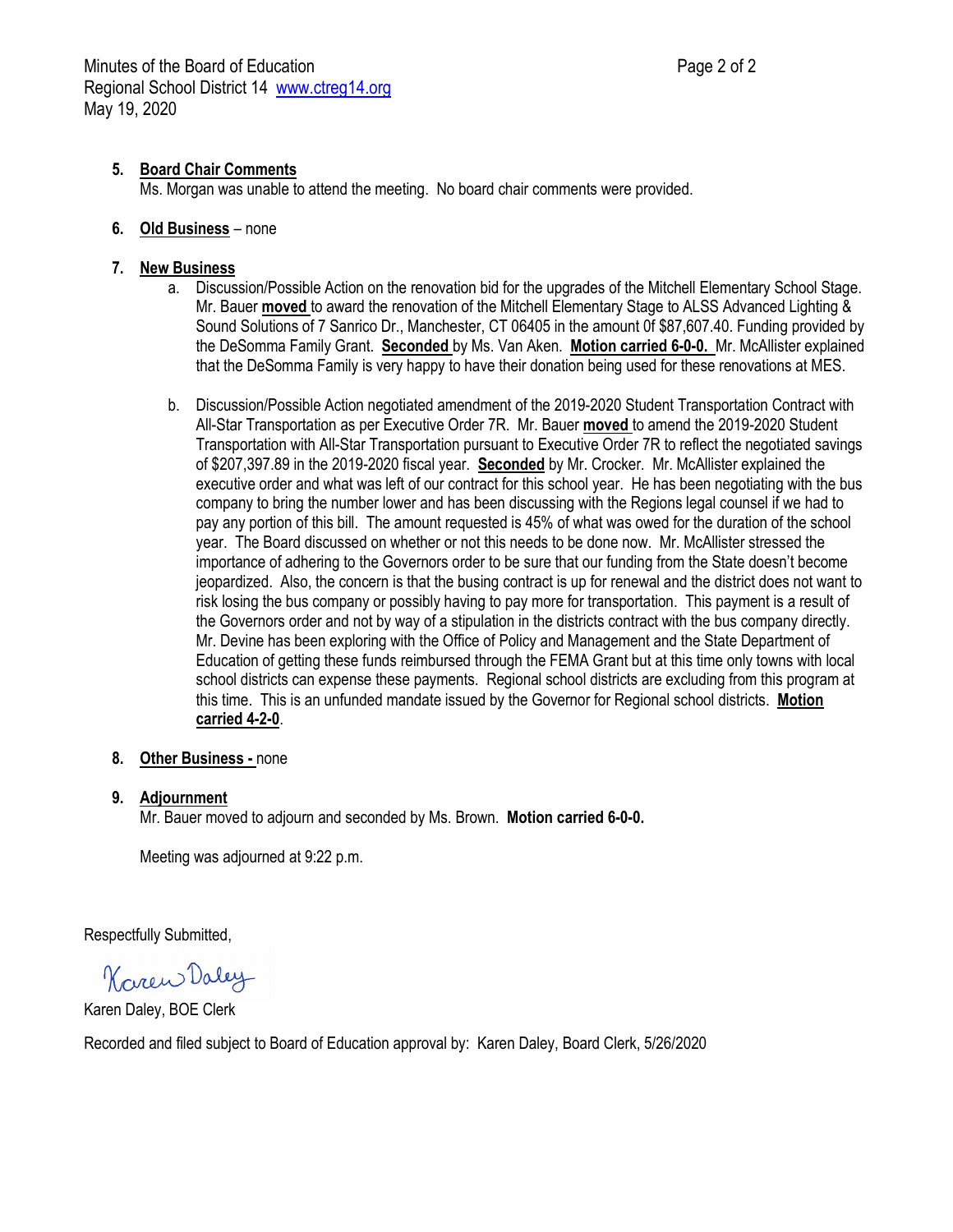5. **Board Chair Comments**
   Ms. Morgan was unable to attend the meeting. No board chair comments were provided.

6. **Old Business** – none

7. **New Business**
   a. Discussion/Possible Action on the renovation bid for the upgrades of the Mitchell Elementary School Stage. Mr. Bauer **moved** to award the renovation of the Mitchell Elementary Stage to ALSS Advanced Lighting & Sound Solutions of 7 Sanrico Dr., Manchester, CT 06405 in the amount 0f $87,607.40. Funding provided by the DeSomma Family Grant. **Seconded** by Ms. Van Aken. **Motion carried 6-0-0.** Mr. McAllister explained that the DeSomma Family is very happy to have their donation being used for these renovations at MES.

   b. Discussion/Possible Action negotiated amendment of the 2019-2020 Student Transportation Contract with All-Star Transportation as per Executive Order 7R. Mr. Bauer **moved** to amend the 2019-2020 Student Transportation with All-Star Transportation pursuant to Executive Order 7R to reflect the negotiated savings of $207,397.89 in the 2019-2020 fiscal year. **Seconded** by Mr. Crocker. Mr. McAllister explained the executive order and what was left of our contract for this school year. He has been negotiating with the bus company to bring the number lower and has been discussing with the Regions legal counsel if we had to pay any portion of this bill. The amount requested is 45% of what was owed for the duration of the school year. The Board discussed on whether or not this needs to be done now. Mr. McAllister stressed the importance of adhering to the Governors order to be sure that our funding from the State doesn't become jeopardized. Also, the concern is that the busing contract is up for renewal and the district does not want to risk losing the bus company or possibly having to pay more for transportation. This payment is a result of the Governors order and not by way of a stipulation in the districts contract with the bus company directly. Mr. Devine has been exploring with the Office of Policy and Management and the State Department of Education of getting these funds reimbursed through the FEMA Grant but at this time only towns with local school districts can expense these payments. Regional school districts are excluding from this program at this time. This is an unfunded mandate issued by the Governor for Regional school districts. **Motion carried 4-2-0**.

8. **Other Business -** none

9. **Adjournment**
   Mr. Bauer moved to adjourn and seconded by Ms. Brown. **Motion carried 6-0-0.**

   Meeting was adjourned at 9:22 p.m.

Respectfully Submitted,

Karen Daley

Karen Daley, BOE Clerk

Recorded and filed subject to Board of Education approval by: Karen Daley, Board Clerk, 5/26/2020